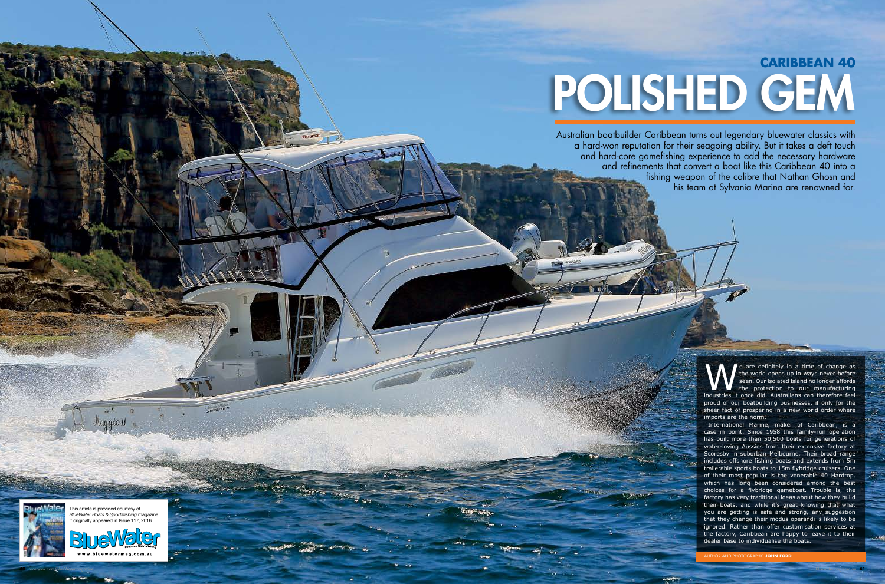## CARIBBEAN 40

# POLISHED GEM

Australian boatbuilder Caribbean turns out legendary bluewater classics with a hard-won reputation for their seagoing ability. But it takes a deft touch and hard-core gamefishing experience to add the necessary hardware and refinements that convert a boat like this Caribbean 40 into a fishing weapon of the calibre that Nathan Ghosn and his team at Sylvania Marina are renowned for.

We are definitely in a time of change as the world opens up in ways never before seen. Our isolated island no longer affords the protection to our manufacturing industries it once did. Australians can therefore feel proud of our boatbuilding businesses, if only for the sheer fact of prospering in a new world order where imports are the norm.

International Marine, maker of Caribbean, is a case in point. Since 1958 this family-run operation has built more than 50,500 boats for generations of water-loving Aussies from their extensive factory at Scoresby in suburban Melbourne. Their broad range includes offshore fishing boats and extends from 5m trailerable sports boats to 15m flybridge cruisers. One of their most popular is the venerable 40 Hardtop, which has long been considered among the best choices for a flybridge gameboat. Trouble is, the factory has very traditional ideas about how they build their boats, and while it's great knowing that what you are getting is safe and strong, any suggestion that they change their modus operandi is likely to be ignored. Rather than offer customisation services at the factory, Caribbean are happy to leave it to their dealer base to individualise the boats.

AUTHOR AND PHOTOGRAPHY: **JOHN FORD**

This article is provided courtesy of *BlueWater Boats & Sportsfishing* magazine. It originally appeared in Issue 117, 2016.

www.bluewatermag.com.au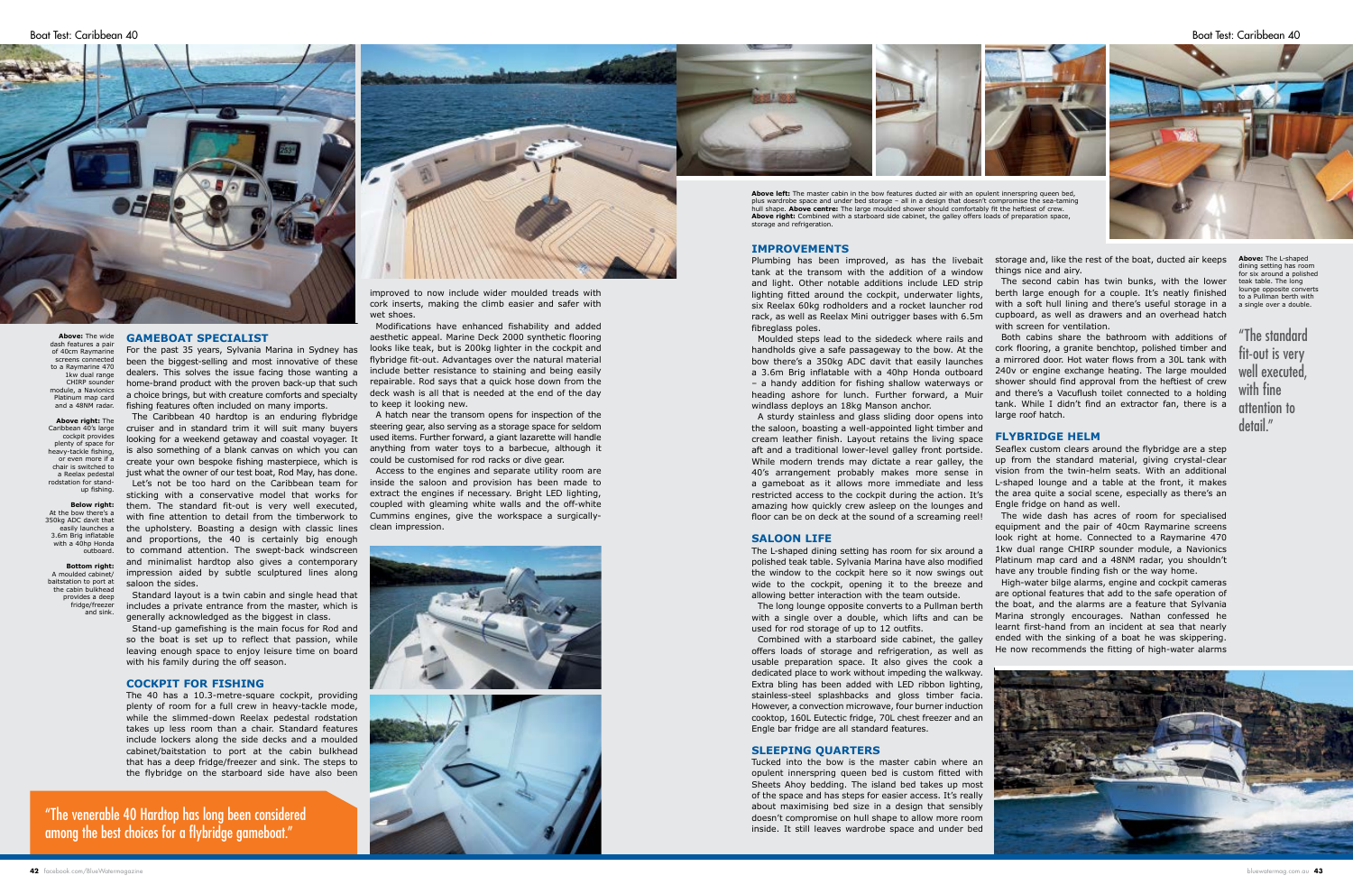**Above:** The wide dash features a pair of 40cm Raymarine screens connected to a Raymarine 470 1kw dual range CHIRP sounder module, a Navionics Platinum map card and a 48NM radar.

**Above right:** The Caribbean 40's large cockpit provides plenty of space for heavy-tackle fishing, or even more if a chair is switched to a Reelax pedestal rodstation for stand-up fishing.

**Below right:** At the bow there's a 350kg ADC davit that easily launches a 3.6m Brig inflatable with a 40hp Honda outboard.

**Bottom right:** A moulded cabinet/baitstation to port at the cabin bulkhead provides a deep fridge/freezer and sink.

## GAMEBOAT SPECIALIST

For the past 35 years, Sylvania Marina in Sydney has been the biggest-selling and most innovative of these dealers. This solves the issue facing those wanting a home-brand product with the proven back-up that such a choice brings, but with creature comforts and specialty fishing features often included on many imports.

The Caribbean 40 hardtop is an enduring flybridge cruiser and in standard trim it will suit many buyers looking for a weekend getaway and coastal voyager. It is also something of a blank canvas on which you can create your own bespoke fishing masterpiece, which is just what the owner of our test boat, Rod May, has done.

Let's not be too hard on the Caribbean team for sticking with a conservative model that works for them. The standard fit-out is very well executed, with fine attention to detail from the timberwork to the upholstery. Boasting a design with classic lines and proportions, the 40 is certainly big enough to command attention. The swept-back windscreen and minimalist hardtop also gives a contemporary impression aided by subtle sculptured lines along saloon the sides.

Standard layout is a twin cabin and single head that includes a private entrance from the master, which is generally acknowledged as the biggest in class.

Stand-up gamefishing is the main focus for Rod and so the boat is set up to reflect that passion, while leaving enough space to enjoy leisure time on board with his family during the off season.

## COCKPIT FOR FISHING

The 40 has a 10.3-metre-square cockpit, providing plenty of room for a full crew in heavy-tackle mode, while the slimmed-down Reelax pedestal rodstation takes up less room than a chair. Standard features include lockers along the side decks and a moulded cabinet/baitstation to port at the cabin bulkhead that has a deep fridge/freezer and sink. The steps to the flybridge on the starboard side have also been improved to now include wider moulded treads with cork inserts, making the climb easier and safer with wet shoes.

Modifications have enhanced fishability and added aesthetic appeal. Marine Deck 2000 synthetic flooring looks like teak, but is 200kg lighter in the cockpit and flybridge fit-out. Advantages over the natural material include better resistance to staining and being easily repairable. Rod says that a quick hose down from the deck wash is all that is needed at the end of the day to keep it looking new.

A hatch near the transom opens for inspection of the steering gear, also serving as a storage space for seldom used items. Further forward, a giant lazarette will handle anything from water toys to a barbecue, although it could be customised for rod racks or dive gear.

Access to the engines and separate utility room are inside the saloon and provision has been made to extract the engines if necessary. Bright LED lighting, coupled with gleaming white walls and the off-white Cummins engines, give the workspace a surgically-clean impression.

"The venerable 40 Hardtop has long been considered among the best choices for a flybridge gameboat."

**Above left:** The master cabin in the bow features ducted air with an opulent innerspring queen bed, plus wardrobe space and under bed storage – all in a design that doesn't compromise the sea-taming hull shape. **Above centre:** The large moulded shower should comfortably fit the heftiest of crew. **Above right:** Combined with a starboard side cabinet, the galley offers loads of preparation space, storage and refrigeration.

## IMPROVEMENTS

Plumbing has been improved, as has the livebait tank at the transom with the addition of a window and light. Other notable additions include LED strip lighting fitted around the cockpit, underwater lights, six Reelax 60kg rodholders and a rocket launcher rod rack, as well as Reelax Mini outrigger bases with 6.5m fibreglass poles.

Moulded steps lead to the sidedeck where rails and handholds give a safe passageway to the bow. At the bow there's a 350kg ADC davit that easily launches a 3.6m Brig inflatable with a 40hp Honda outboard – a handy addition for fishing shallow waterways or heading ashore for lunch. Further forward, a Muir windlass deploys an 18kg Manson anchor.

A sturdy stainless and glass sliding door opens into the saloon, boasting a well-appointed light timber and cream leather finish. Layout retains the living space aft and a traditional lower-level galley front portside. While modern trends may dictate a rear galley, the 40's arrangement probably makes more sense in a gameboat as it allows more immediate and less restricted access to the cockpit during the action. It's amazing how quickly crew asleep on the lounges and floor can be on deck at the sound of a screaming reel!

## SALOON LIFE

The L-shaped dining setting has room for six around a polished teak table. Sylvania Marina have also modified the window to the cockpit here so it now swings out wide to the cockpit, opening it to the breeze and allowing better interaction with the team outside.

The long lounge opposite converts to a Pullman berth with a single over a double, which lifts and can be used for rod storage of up to 12 outfits.

Combined with a starboard side cabinet, the galley offers loads of storage and refrigeration, as well as usable preparation space. It also gives the cook a dedicated place to work without impeding the walkway. Extra bling has been added with LED ribbon lighting, stainless-steel splashbacks and gloss timber facia. However, a convection microwave, four burner induction cooktop, 160L Eutectic fridge, 70L chest freezer and an Engle bar fridge are all standard features.

## SLEEPING QUARTERS

Tucked into the bow is the master cabin where an opulent innerspring queen bed is custom fitted with Sheets Ahoy bedding. The island bed takes up most of the space and has steps for easier access. It's really about maximising bed size in a design that sensibly doesn't compromise on hull shape to allow more room inside. It still leaves wardrobe space and under bed storage and, like the rest of the boat, ducted air keeps things nice and airy.

The second cabin has twin bunks, with the lower berth large enough for a couple. It's neatly finished with a soft hull lining and there's useful storage in a cupboard, as well as drawers and an overhead hatch with screen for ventilation.

Both cabins share the bathroom with additions of cork flooring, a granite benchtop, polished timber and a mirrored door. Hot water flows from a 30L tank with 240v or engine exchange heating. The large moulded shower should find approval from the heftiest of crew and there's a Vacuflush toilet connected to a holding tank. While I didn't find an extractor fan, there is a large roof hatch.

## FLYBRIDGE HELM

Seaflex custom clears around the flybridge are a step up from the standard material, giving crystal-clear vision from the twin-helm seats. With an additional L-shaped lounge and a table at the front, it makes the area quite a social scene, especially as there's an Engle fridge on hand as well.

The wide dash has acres of room for specialised equipment and the pair of 40cm Raymarine screens look right at home. Connected to a Raymarine 470 1kw dual range CHIRP sounder module, a Navionics Platinum map card and a 48NM radar, you shouldn't have any trouble finding fish or the way home.

High-water bilge alarms, engine and cockpit cameras are optional features that add to the safe operation of the boat, and the alarms are a feature that Sylvania Marina strongly encourages. Nathan confessed he learnt first-hand from an incident at sea that nearly ended with the sinking of a boat he was skippering. He now recommends the fitting of high-water alarms

**Above:** The L-shaped dining setting has room for six around a polished teak table. The long lounge opposite converts to a Pullman berth with a single over a double.

"The standard fit-out is very well executed, with fine attention to detail."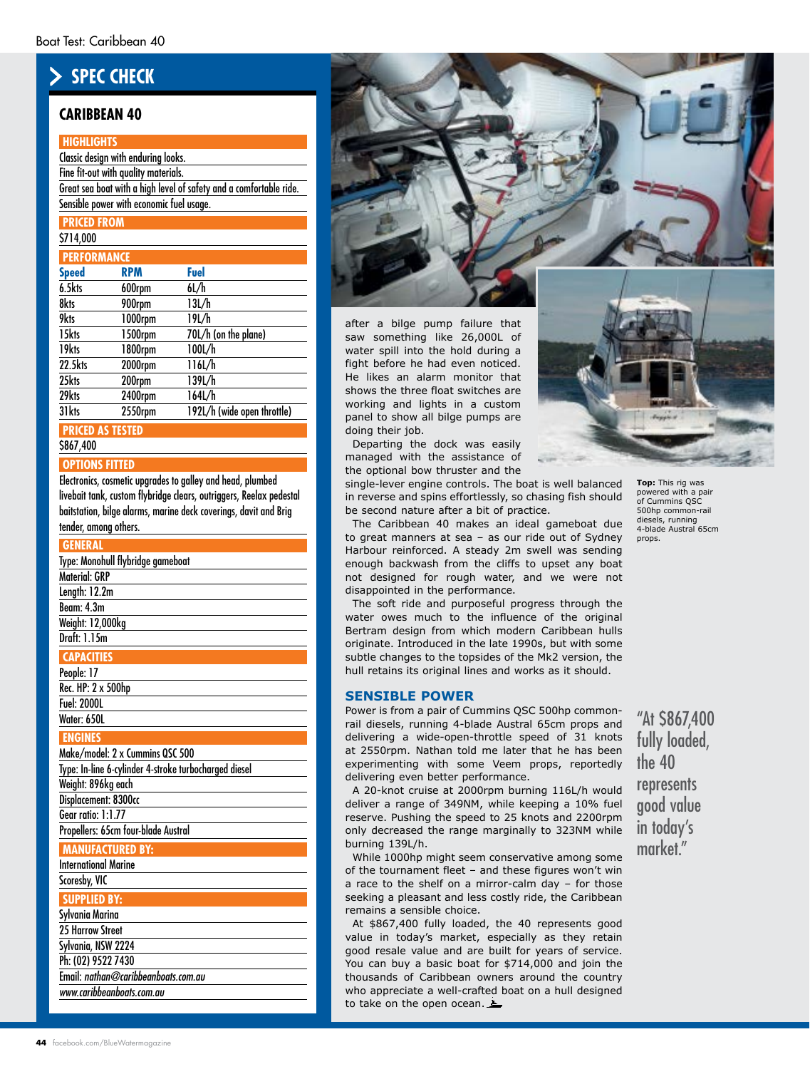## SPEC CHECK

### CARIBBEAN 40

**HIGHLIGHTS**

Classic design with enduring looks.
Fine fit-out with quality materials.
Great sea boat with a high level of safety and a comfortable ride.
Sensible power with economic fuel usage.

**PRICED FROM**

$714,000

**PERFORMANCE**

| Speed | RPM | Fuel |
|---|---|---|
| 6.5kts | 600rpm | 6L/h |
| 8kts | 900rpm | 13L/h |
| 9kts | 1000rpm | 19L/h |
| 15kts | 1500rpm | 70L/h (on the plane) |
| 19kts | 1800rpm | 100L/h |
| 22.5kts | 2000rpm | 116L/h |
| 25kts | 200rpm | 139L/h |
| 29kts | 2400rpm | 164L/h |
| 31kts | 2550rpm | 192L/h (wide open throttle) |

**PRICED AS TESTED**

$867,400

**OPTIONS FITTED**

Electronics, cosmetic upgrades to galley and head, plumbed livebait tank, custom flybridge clears, outriggers, Reelax pedestal baitstation, bilge alarms, marine deck coverings, davit and Brig tender, among others.

**GENERAL**

Type: Monohull flybridge gameboat
Material: GRP
Length: 12.2m
Beam: 4.3m
Weight: 12,000kg
Draft: 1.15m

**CAPACITIES**

People: 17
Rec. HP: 2 x 500hp
Fuel: 2000L
Water: 650L

**ENGINES**

Make/model: 2 x Cummins QSC 500
Type: In-line 6-cylinder 4-stroke turbocharged diesel
Weight: 896kg each
Displacement: 8300cc
Gear ratio: 1:1.77
Propellers: 65cm four-blade Austral

**MANUFACTURED BY:**

International Marine
Scoresby, VIC

**SUPPLIED BY:**

Sylvania Marina
25 Harrow Street
Sylvania, NSW 2224
Ph: (02) 9522 7430
Email: *nathan@caribbeanboats.com.au*
*www.caribbeanboats.com.au*

after a bilge pump failure that saw something like 26,000L of water spill into the hold during a fight before he had even noticed. He likes an alarm monitor that shows the three float switches are working and lights in a custom panel to show all bilge pumps are doing their job.

Departing the dock was easily managed with the assistance of the optional bow thruster and the single-lever engine controls. The boat is well balanced in reverse and spins effortlessly, so chasing fish should be second nature after a bit of practice.

The Caribbean 40 makes an ideal gameboat due to great manners at sea – as our ride out of Sydney Harbour reinforced. A steady 2m swell was sending enough backwash from the cliffs to upset any boat not designed for rough water, and we were not disappointed in the performance.

The soft ride and purposeful progress through the water owes much to the influence of the original Bertram design from which modern Caribbean hulls originate. Introduced in the late 1990s, but with some subtle changes to the topsides of the Mk2 version, the hull retains its original lines and works as it should.

**Top:** This rig was powered with a pair of Cummins QSC 500hp common-rail diesels, running 4-blade Austral 65cm props.

### SENSIBLE POWER

Power is from a pair of Cummins QSC 500hp common-rail diesels, running 4-blade Austral 65cm props and delivering a wide-open-throttle speed of 31 knots at 2550rpm. Nathan told me later that he has been experimenting with some Veem props, reportedly delivering even better performance.

A 20-knot cruise at 2000rpm burning 116L/h would deliver a range of 349NM, while keeping a 10% fuel reserve. Pushing the speed to 25 knots and 2200rpm only decreased the range marginally to 323NM while burning 139L/h.

While 1000hp might seem conservative among some of the tournament fleet – and these figures won't win a race to the shelf on a mirror-calm day – for those seeking a pleasant and less costly ride, the Caribbean remains a sensible choice.

At $867,400 fully loaded, the 40 represents good value in today's market, especially as they retain good resale value and are built for years of service. You can buy a basic boat for $714,000 and join the thousands of Caribbean owners around the country who appreciate a well-crafted boat on a hull designed to take on the open ocean.

> "At $867,400 fully loaded, the 40 represents good value in today's market."